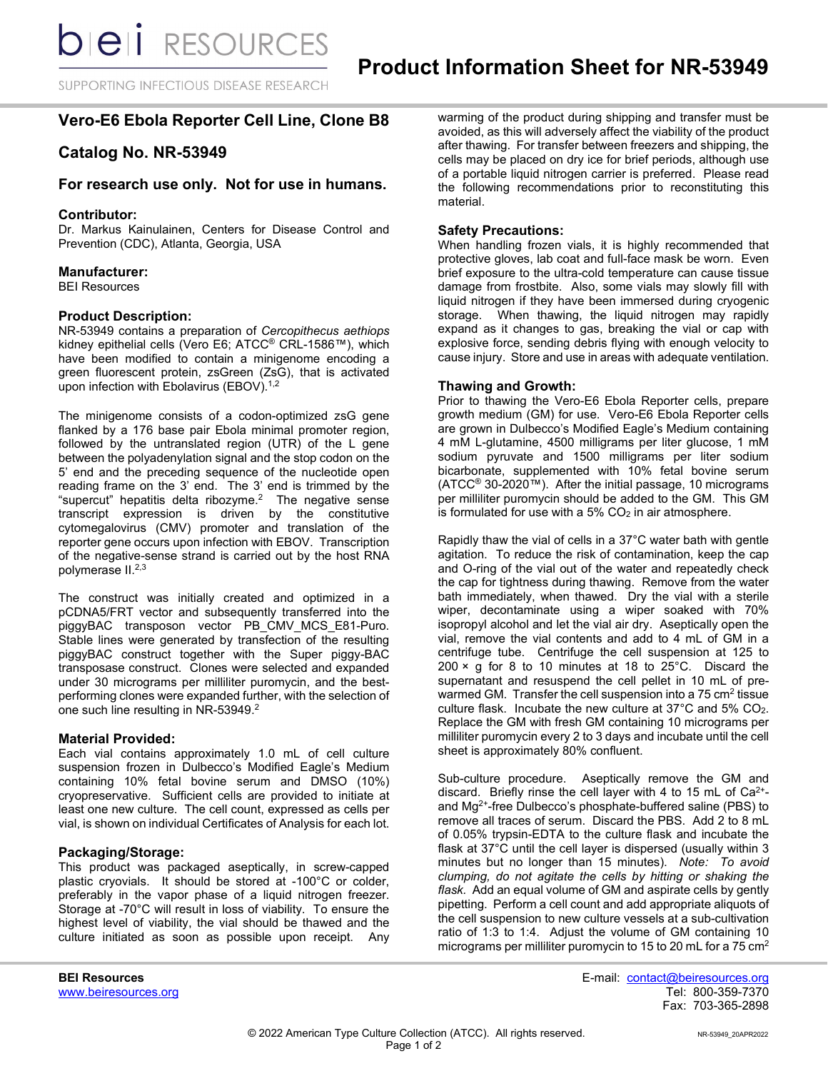# Product Information Sheet for NR-53949

## Vero-E6 Ebola Reporter Cell Line, Clone B8

## Catalog No. NR-53949

### For research use only. Not for use in humans.

**Contributor:**
Dr. Markus Kainulainen, Centers for Disease Control and Prevention (CDC), Atlanta, Georgia, USA

**Manufacturer:**
BEI Resources

**Product Description:**
NR-53949 contains a preparation of *Cercopithecus aethiops* kidney epithelial cells (Vero E6; ATCC® CRL-1586™), which have been modified to contain a minigenome encoding a green fluorescent protein, zsGreen (ZsG), that is activated upon infection with Ebolavirus (EBOV).[1,2]

The minigenome consists of a codon-optimized zsG gene flanked by a 176 base pair Ebola minimal promoter region, followed by the untranslated region (UTR) of the L gene between the polyadenylation signal and the stop codon on the 5' end and the preceding sequence of the nucleotide open reading frame on the 3' end. The 3' end is trimmed by the "supercut" hepatitis delta ribozyme.[2] The negative sense transcript expression is driven by the constitutive cytomegalovirus (CMV) promoter and translation of the reporter gene occurs upon infection with EBOV. Transcription of the negative-sense strand is carried out by the host RNA polymerase II.[2,3]

The construct was initially created and optimized in a pCDNA5/FRT vector and subsequently transferred into the piggyBAC transposon vector PB_CMV_MCS_E81-Puro. Stable lines were generated by transfection of the resulting piggyBAC construct together with the Super piggy-BAC transposase construct. Clones were selected and expanded under 30 micrograms per milliliter puromycin, and the best-performing clones were expanded further, with the selection of one such line resulting in NR-53949.[2]

**Material Provided:**
Each vial contains approximately 1.0 mL of cell culture suspension frozen in Dulbecco's Modified Eagle's Medium containing 10% fetal bovine serum and DMSO (10%) cryopreservative. Sufficient cells are provided to initiate at least one new culture. The cell count, expressed as cells per vial, is shown on individual Certificates of Analysis for each lot.

**Packaging/Storage:**
This product was packaged aseptically, in screw-capped plastic cryovials. It should be stored at -100°C or colder, preferably in the vapor phase of a liquid nitrogen freezer. Storage at -70°C will result in loss of viability. To ensure the highest level of viability, the vial should be thawed and the culture initiated as soon as possible upon receipt. Any warming of the product during shipping and transfer must be avoided, as this will adversely affect the viability of the product after thawing. For transfer between freezers and shipping, the cells may be placed on dry ice for brief periods, although use of a portable liquid nitrogen carrier is preferred. Please read the following recommendations prior to reconstituting this material.

**Safety Precautions:**
When handling frozen vials, it is highly recommended that protective gloves, lab coat and full-face mask be worn. Even brief exposure to the ultra-cold temperature can cause tissue damage from frostbite. Also, some vials may slowly fill with liquid nitrogen if they have been immersed during cryogenic storage. When thawing, the liquid nitrogen may rapidly expand as it changes to gas, breaking the vial or cap with explosive force, sending debris flying with enough velocity to cause injury. Store and use in areas with adequate ventilation.

**Thawing and Growth:**
Prior to thawing the Vero-E6 Ebola Reporter cells, prepare growth medium (GM) for use. Vero-E6 Ebola Reporter cells are grown in Dulbecco's Modified Eagle's Medium containing 4 mM L-glutamine, 4500 milligrams per liter glucose, 1 mM sodium pyruvate and 1500 milligrams per liter sodium bicarbonate, supplemented with 10% fetal bovine serum (ATCC® 30-2020™). After the initial passage, 10 micrograms per milliliter puromycin should be added to the GM. This GM is formulated for use with a 5% $CO_2$ in air atmosphere.

Rapidly thaw the vial of cells in a 37°C water bath with gentle agitation. To reduce the risk of contamination, keep the cap and O-ring of the vial out of the water and repeatedly check the cap for tightness during thawing. Remove from the water bath immediately, when thawed. Dry the vial with a sterile wiper, decontaminate using a wiper soaked with 70% isopropyl alcohol and let the vial air dry. Aseptically open the vial, remove the vial contents and add to 4 mL of GM in a centrifuge tube. Centrifuge the cell suspension at 125 to 200 × g for 8 to 10 minutes at 18 to 25°C. Discard the supernatant and resuspend the cell pellet in 10 mL of pre-warmed GM. Transfer the cell suspension into a 75 $cm^2$ tissue culture flask. Incubate the new culture at 37°C and 5% $CO_2$. Replace the GM with fresh GM containing 10 micrograms per milliliter puromycin every 2 to 3 days and incubate until the cell sheet is approximately 80% confluent.

Sub-culture procedure. Aseptically remove the GM and discard. Briefly rinse the cell layer with 4 to 15 mL of $Ca^{2+}$- and $Mg^{2+}$-free Dulbecco's phosphate-buffered saline (PBS) to remove all traces of serum. Discard the PBS. Add 2 to 8 mL of 0.05% trypsin-EDTA to the culture flask and incubate the flask at 37°C until the cell layer is dispersed (usually within 3 minutes but no longer than 15 minutes). *Note: To avoid clumping, do not agitate the cells by hitting or shaking the flask.* Add an equal volume of GM and aspirate cells by gently pipetting. Perform a cell count and add appropriate aliquots of the cell suspension to new culture vessels at a sub-cultivation ratio of 1:3 to 1:4. Adjust the volume of GM containing 10 micrograms per milliliter puromycin to 15 to 20 mL for a 75 $cm^2$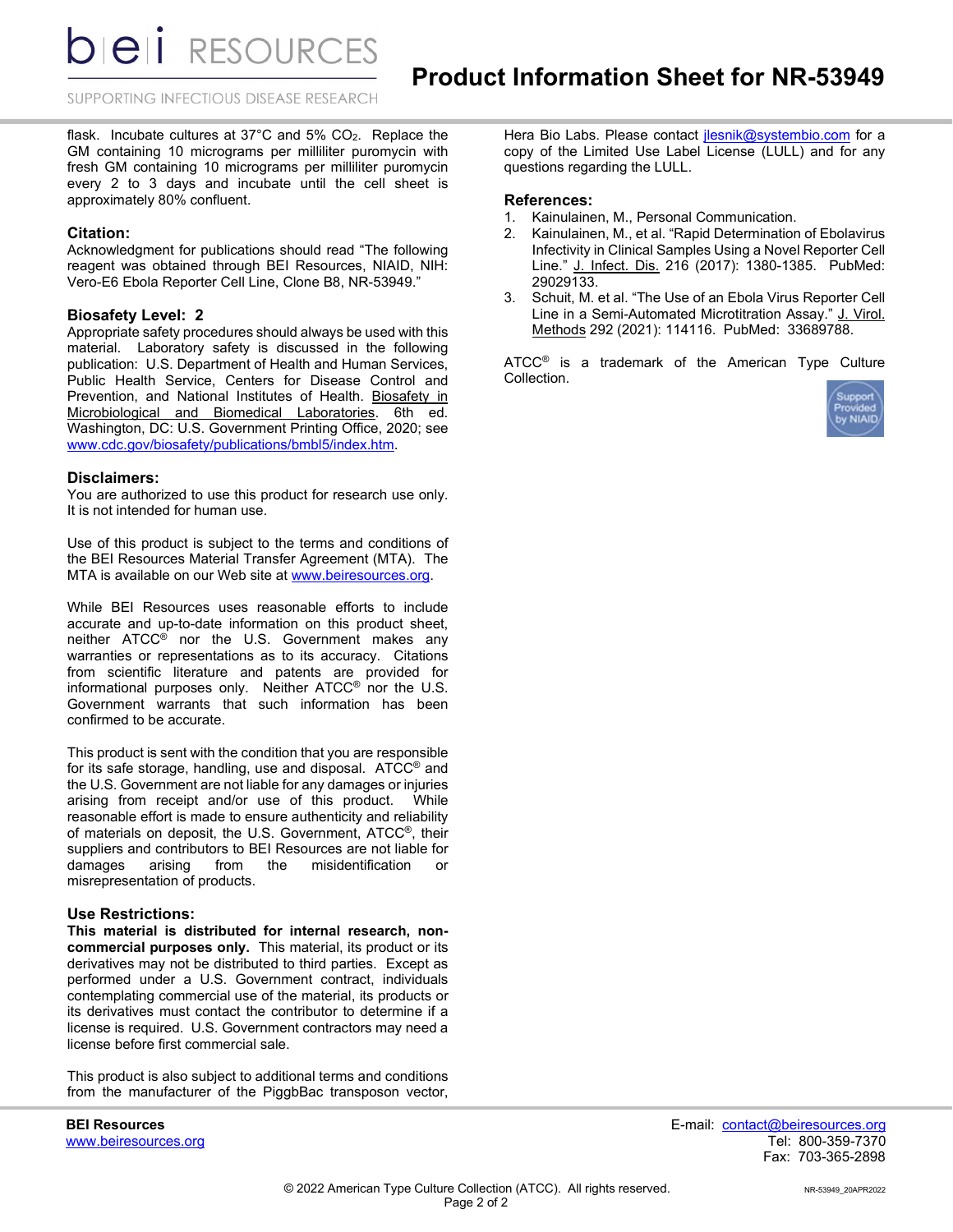flask. Incubate cultures at 37°C and 5% $CO_2$. Replace the GM containing 10 micrograms per milliliter puromycin with fresh GM containing 10 micrograms per milliliter puromycin every 2 to 3 days and incubate until the cell sheet is approximately 80% confluent.

### Citation:

Acknowledgment for publications should read "The following reagent was obtained through BEI Resources, NIAID, NIH: Vero-E6 Ebola Reporter Cell Line, Clone B8, NR-53949."

### Biosafety Level: 2

Appropriate safety procedures should always be used with this material. Laboratory safety is discussed in the following publication: U.S. Department of Health and Human Services, Public Health Service, Centers for Disease Control and Prevention, and National Institutes of Health. Biosafety in Microbiological and Biomedical Laboratories. 6th ed. Washington, DC: U.S. Government Printing Office, 2020; see www.cdc.gov/biosafety/publications/bmbl5/index.htm.

### Disclaimers:

You are authorized to use this product for research use only. It is not intended for human use.

Use of this product is subject to the terms and conditions of the BEI Resources Material Transfer Agreement (MTA). The MTA is available on our Web site at www.beiresources.org.

While BEI Resources uses reasonable efforts to include accurate and up-to-date information on this product sheet, neither ATCC® nor the U.S. Government makes any warranties or representations as to its accuracy. Citations from scientific literature and patents are provided for informational purposes only. Neither ATCC® nor the U.S. Government warrants that such information has been confirmed to be accurate.

This product is sent with the condition that you are responsible for its safe storage, handling, use and disposal. ATCC® and the U.S. Government are not liable for any damages or injuries arising from receipt and/or use of this product. While reasonable effort is made to ensure authenticity and reliability of materials on deposit, the U.S. Government, ATCC®, their suppliers and contributors to BEI Resources are not liable for damages arising from the misidentification or misrepresentation of products.

### Use Restrictions:

**This material is distributed for internal research, non-commercial purposes only.** This material, its product or its derivatives may not be distributed to third parties. Except as performed under a U.S. Government contract, individuals contemplating commercial use of the material, its products or its derivatives must contact the contributor to determine if a license is required. U.S. Government contractors may need a license before first commercial sale.

This product is also subject to additional terms and conditions from the manufacturer of the PiggbBac transposon vector, Hera Bio Labs. Please contact jlesnik@systembio.com for a copy of the Limited Use Label License (LULL) and for any questions regarding the LULL.

### References:

1. Kainulainen, M., Personal Communication.
2. Kainulainen, M., et al. "Rapid Determination of Ebolavirus Infectivity in Clinical Samples Using a Novel Reporter Cell Line." J. Infect. Dis. 216 (2017): 1380-1385. PubMed: 29029133.
3. Schuit, M. et al. "The Use of an Ebola Virus Reporter Cell Line in a Semi-Automated Microtitration Assay." J. Virol. Methods 292 (2021): 114116. PubMed: 33689788.

ATCC® is a trademark of the American Type Culture Collection.

**BEI Resources**
www.beiresources.org

E-mail: contact@beiresources.org
Tel: 800-359-7370
Fax: 703-365-2898

© 2022 American Type Culture Collection (ATCC). All rights reserved.